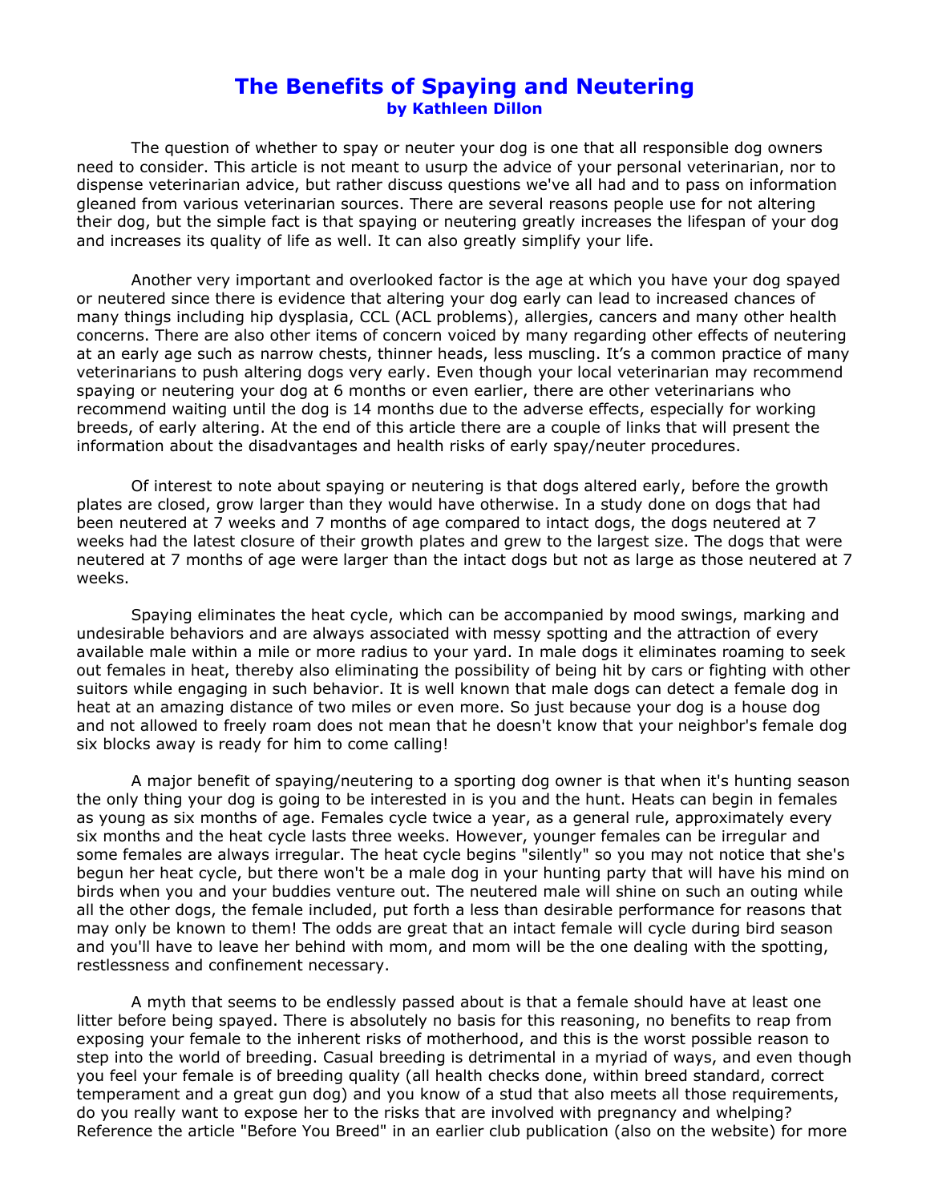# The Benefits of Spaying and Neutering

**by Kathleen Dillon**

The question of whether to spay or neuter your dog is one that all responsible dog owners need to consider. This article is not meant to usurp the advice of your personal veterinarian, nor to dispense veterinarian advice, but rather discuss questions we've all had and to pass on information gleaned from various veterinarian sources. There are several reasons people use for not altering their dog, but the simple fact is that spaying or neutering greatly increases the lifespan of your dog and increases its quality of life as well. It can also greatly simplify your life.

Another very important and overlooked factor is the age at which you have your dog spayed or neutered since there is evidence that altering your dog early can lead to increased chances of many things including hip dysplasia, CCL (ACL problems), allergies, cancers and many other health concerns. There are also other items of concern voiced by many regarding other effects of neutering at an early age such as narrow chests, thinner heads, less muscling. It's a common practice of many veterinarians to push altering dogs very early. Even though your local veterinarian may recommend spaying or neutering your dog at 6 months or even earlier, there are other veterinarians who recommend waiting until the dog is 14 months due to the adverse effects, especially for working breeds, of early altering. At the end of this article there are a couple of links that will present the information about the disadvantages and health risks of early spay/neuter procedures.

Of interest to note about spaying or neutering is that dogs altered early, before the growth plates are closed, grow larger than they would have otherwise. In a study done on dogs that had been neutered at 7 weeks and 7 months of age compared to intact dogs, the dogs neutered at 7 weeks had the latest closure of their growth plates and grew to the largest size. The dogs that were neutered at 7 months of age were larger than the intact dogs but not as large as those neutered at 7 weeks.

Spaying eliminates the heat cycle, which can be accompanied by mood swings, marking and undesirable behaviors and are always associated with messy spotting and the attraction of every available male within a mile or more radius to your yard. In male dogs it eliminates roaming to seek out females in heat, thereby also eliminating the possibility of being hit by cars or fighting with other suitors while engaging in such behavior. It is well known that male dogs can detect a female dog in heat at an amazing distance of two miles or even more. So just because your dog is a house dog and not allowed to freely roam does not mean that he doesn't know that your neighbor's female dog six blocks away is ready for him to come calling!

A major benefit of spaying/neutering to a sporting dog owner is that when it's hunting season the only thing your dog is going to be interested in is you and the hunt. Heats can begin in females as young as six months of age. Females cycle twice a year, as a general rule, approximately every six months and the heat cycle lasts three weeks. However, younger females can be irregular and some females are always irregular. The heat cycle begins "silently" so you may not notice that she's begun her heat cycle, but there won't be a male dog in your hunting party that will have his mind on birds when you and your buddies venture out. The neutered male will shine on such an outing while all the other dogs, the female included, put forth a less than desirable performance for reasons that may only be known to them! The odds are great that an intact female will cycle during bird season and you'll have to leave her behind with mom, and mom will be the one dealing with the spotting, restlessness and confinement necessary.

A myth that seems to be endlessly passed about is that a female should have at least one litter before being spayed. There is absolutely no basis for this reasoning, no benefits to reap from exposing your female to the inherent risks of motherhood, and this is the worst possible reason to step into the world of breeding. Casual breeding is detrimental in a myriad of ways, and even though you feel your female is of breeding quality (all health checks done, within breed standard, correct temperament and a great gun dog) and you know of a stud that also meets all those requirements, do you really want to expose her to the risks that are involved with pregnancy and whelping? Reference the article "Before You Breed" in an earlier club publication (also on the website) for more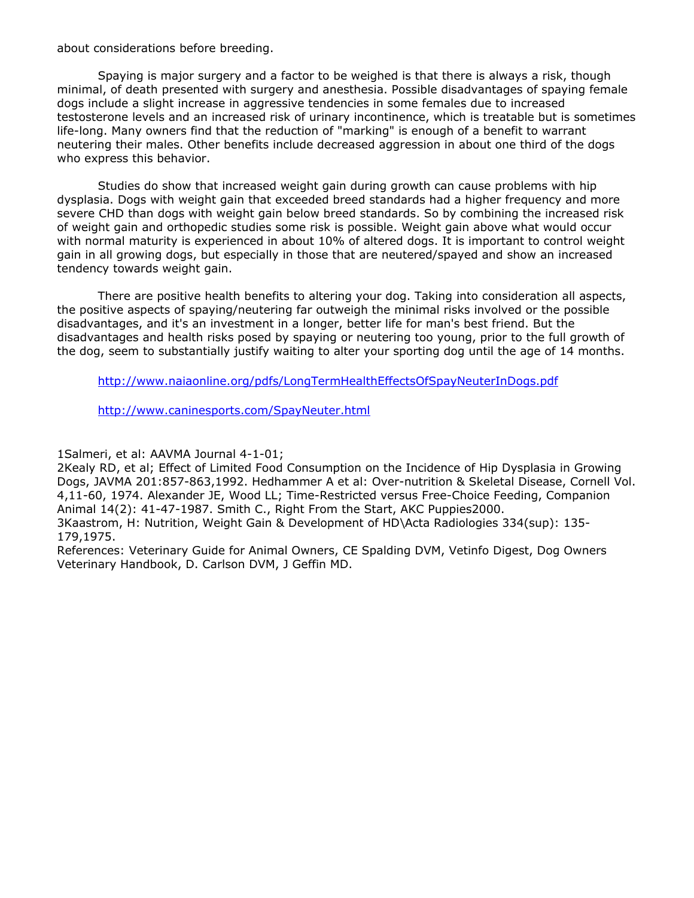about considerations before breeding.

Spaying is major surgery and a factor to be weighed is that there is always a risk, though minimal, of death presented with surgery and anesthesia. Possible disadvantages of spaying female dogs include a slight increase in aggressive tendencies in some females due to increased testosterone levels and an increased risk of urinary incontinence, which is treatable but is sometimes life-long. Many owners find that the reduction of "marking" is enough of a benefit to warrant neutering their males. Other benefits include decreased aggression in about one third of the dogs who express this behavior.

Studies do show that increased weight gain during growth can cause problems with hip dysplasia. Dogs with weight gain that exceeded breed standards had a higher frequency and more severe CHD than dogs with weight gain below breed standards. So by combining the increased risk of weight gain and orthopedic studies some risk is possible. Weight gain above what would occur with normal maturity is experienced in about 10% of altered dogs. It is important to control weight gain in all growing dogs, but especially in those that are neutered/spayed and show an increased tendency towards weight gain.

There are positive health benefits to altering your dog. Taking into consideration all aspects, the positive aspects of spaying/neutering far outweigh the minimal risks involved or the possible disadvantages, and it's an investment in a longer, better life for man's best friend. But the disadvantages and health risks posed by spaying or neutering too young, prior to the full growth of the dog, seem to substantially justify waiting to alter your sporting dog until the age of 14 months.

http://www.naiaonline.org/pdfs/LongTermHealthEffectsOfSpayNeuterInDogs.pdf

http://www.caninesports.com/SpayNeuter.html

1Salmeri, et al: AAVMA Journal 4-1-01;
2Kealy RD, et al; Effect of Limited Food Consumption on the Incidence of Hip Dysplasia in Growing Dogs, JAVMA 201:857-863,1992. Hedhammer A et al: Over-nutrition & Skeletal Disease, Cornell Vol. 4,11-60, 1974. Alexander JE, Wood LL; Time-Restricted versus Free-Choice Feeding, Companion Animal 14(2): 41-47-1987. Smith C., Right From the Start, AKC Puppies2000.
3Kaastrom, H: Nutrition, Weight Gain & Development of HD\Acta Radiologies 334(sup): 135-179,1975.
References: Veterinary Guide for Animal Owners, CE Spalding DVM, Vetinfo Digest, Dog Owners Veterinary Handbook, D. Carlson DVM, J Geffin MD.